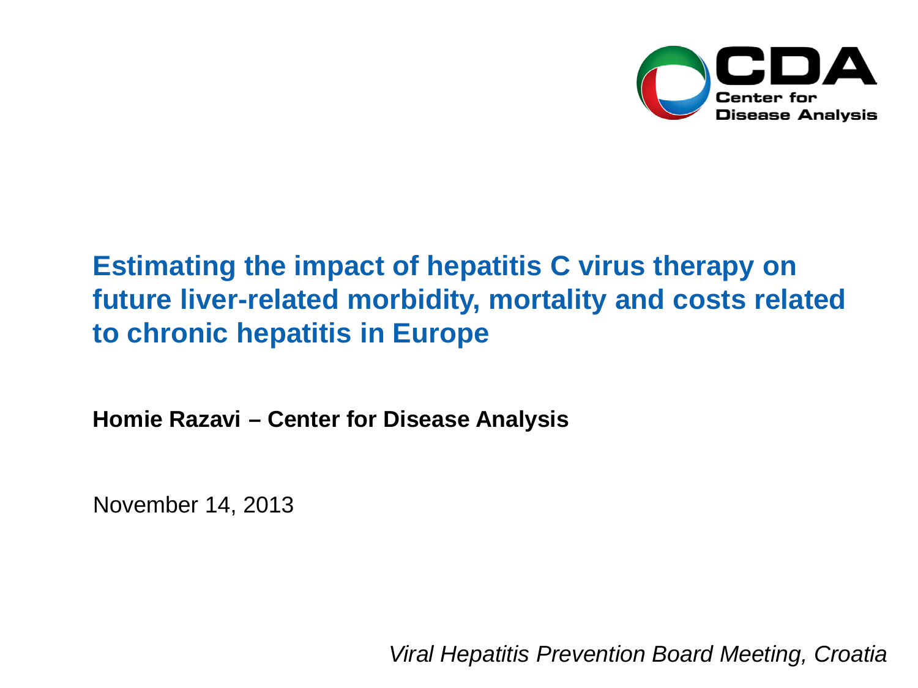CDA
Center for Disease Analysis

# Estimating the impact of hepatitis C virus therapy on future liver-related morbidity, mortality and costs related to chronic hepatitis in Europe

**Homie Razavi – Center for Disease Analysis**

November 14, 2013

*Viral Hepatitis Prevention Board Meeting, Croatia*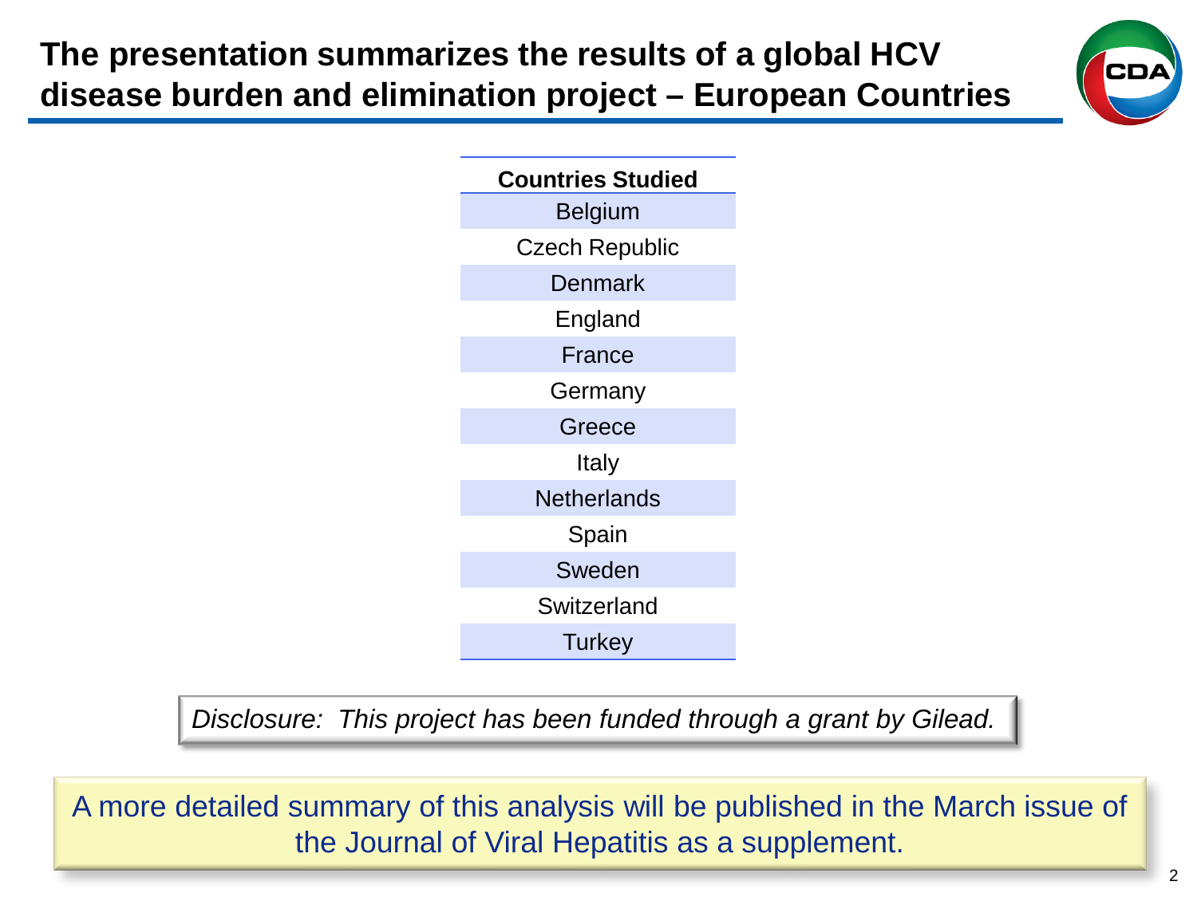# The presentation summarizes the results of a global HCV disease burden and elimination project – European Countries

| Countries Studied |
|---|
| Belgium |
| Czech Republic |
| Denmark |
| England |
| France |
| Germany |
| Greece |
| Italy |
| Netherlands |
| Spain |
| Sweden |
| Switzerland |
| Turkey |

*Disclosure: This project has been funded through a grant by Gilead.*

A more detailed summary of this analysis will be published in the March issue of the Journal of Viral Hepatitis as a supplement.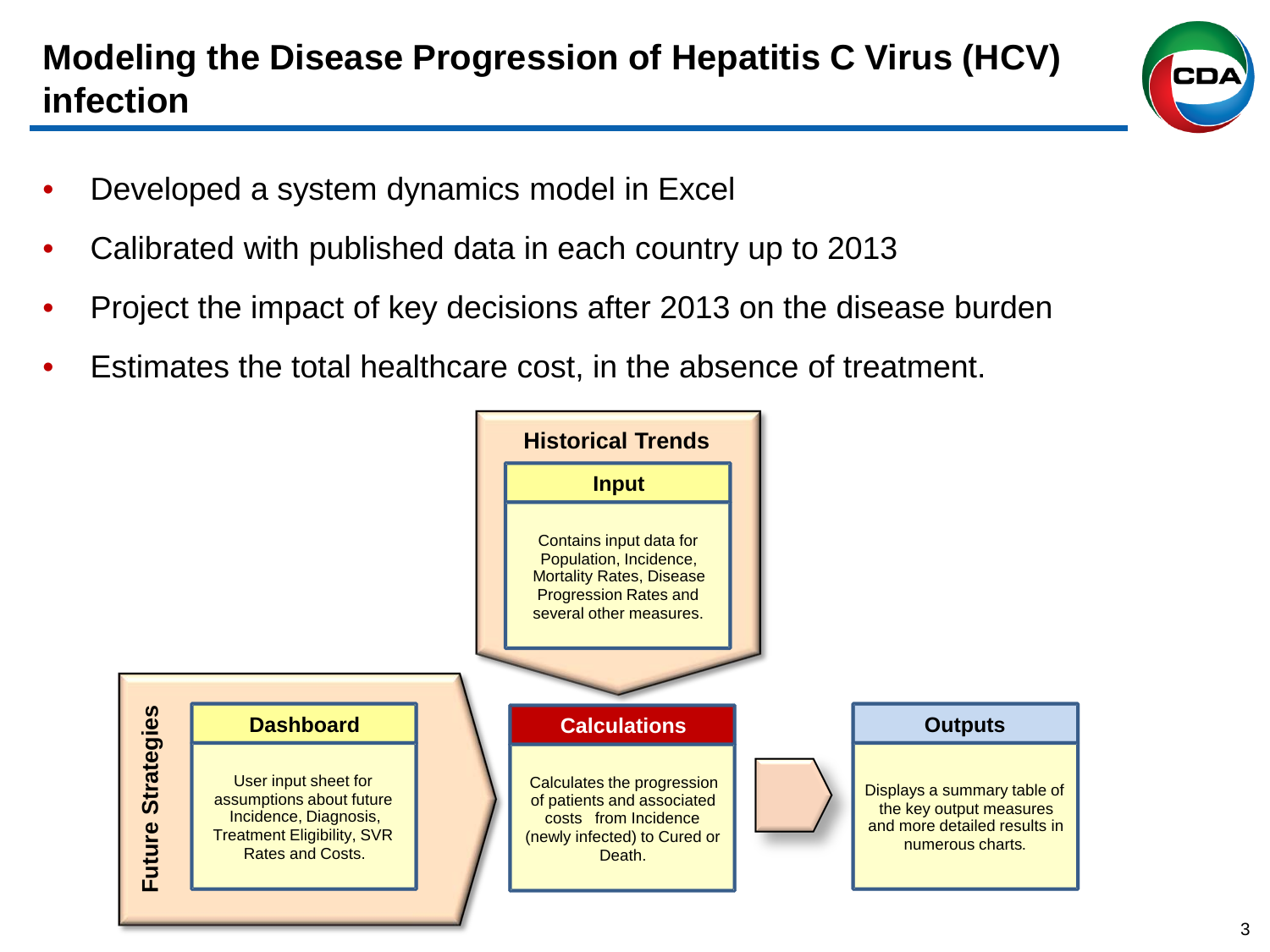# Modeling the Disease Progression of Hepatitis C Virus (HCV) infection

- Developed a system dynamics model in Excel
- Calibrated with published data in each country up to 2013
- Project the impact of key decisions after 2013 on the disease burden
- Estimates the total healthcare cost, in the absence of treatment.

**Historical Trends**

**Input**

Contains input data for Population, Incidence, Mortality Rates, Disease Progression Rates and several other measures.

**Future Strategies**

**Dashboard**

User input sheet for assumptions about future Incidence, Diagnosis, Treatment Eligibility, SVR Rates and Costs.

**Calculations**

Calculates the progression of patients and associated costs from Incidence (newly infected) to Cured or Death.

**Outputs**

Displays a summary table of the key output measures and more detailed results in numerous charts.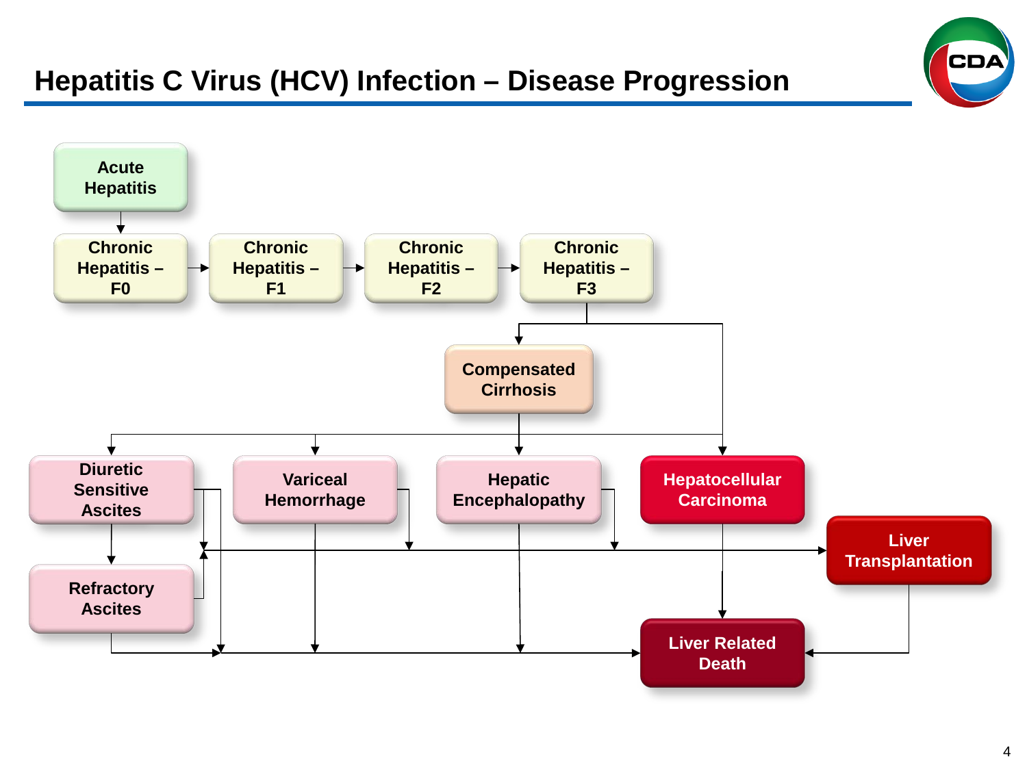# Hepatitis C Virus (HCV) Infection – Disease Progression

Acute Hepatitis

Chronic Hepatitis – F0

Chronic Hepatitis – F1

Chronic Hepatitis – F2

Chronic Hepatitis – F3

Compensated Cirrhosis

Diuretic Sensitive Ascites

Variceal Hemorrhage

Hepatic Encephalopathy

Hepatocellular Carcinoma

Refractory Ascites

Liver Transplantation

Liver Related Death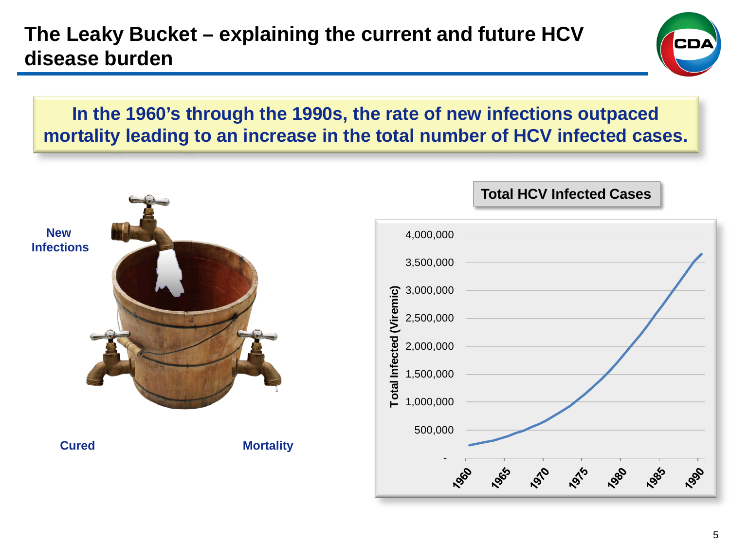# The Leaky Bucket – explaining the current and future HCV disease burden

**In the 1960's through the 1990s, the rate of new infections outpaced mortality leading to an increase in the total number of HCV infected cases.**

New Infections

Cured

Mortality

**Total HCV Infected Cases**

Total Infected (Viremic)

4,000,000
3,500,000
3,000,000
2,500,000
2,000,000
1,500,000
1,000,000
500,000
-

1960 1965 1970 1975 1980 1985 1990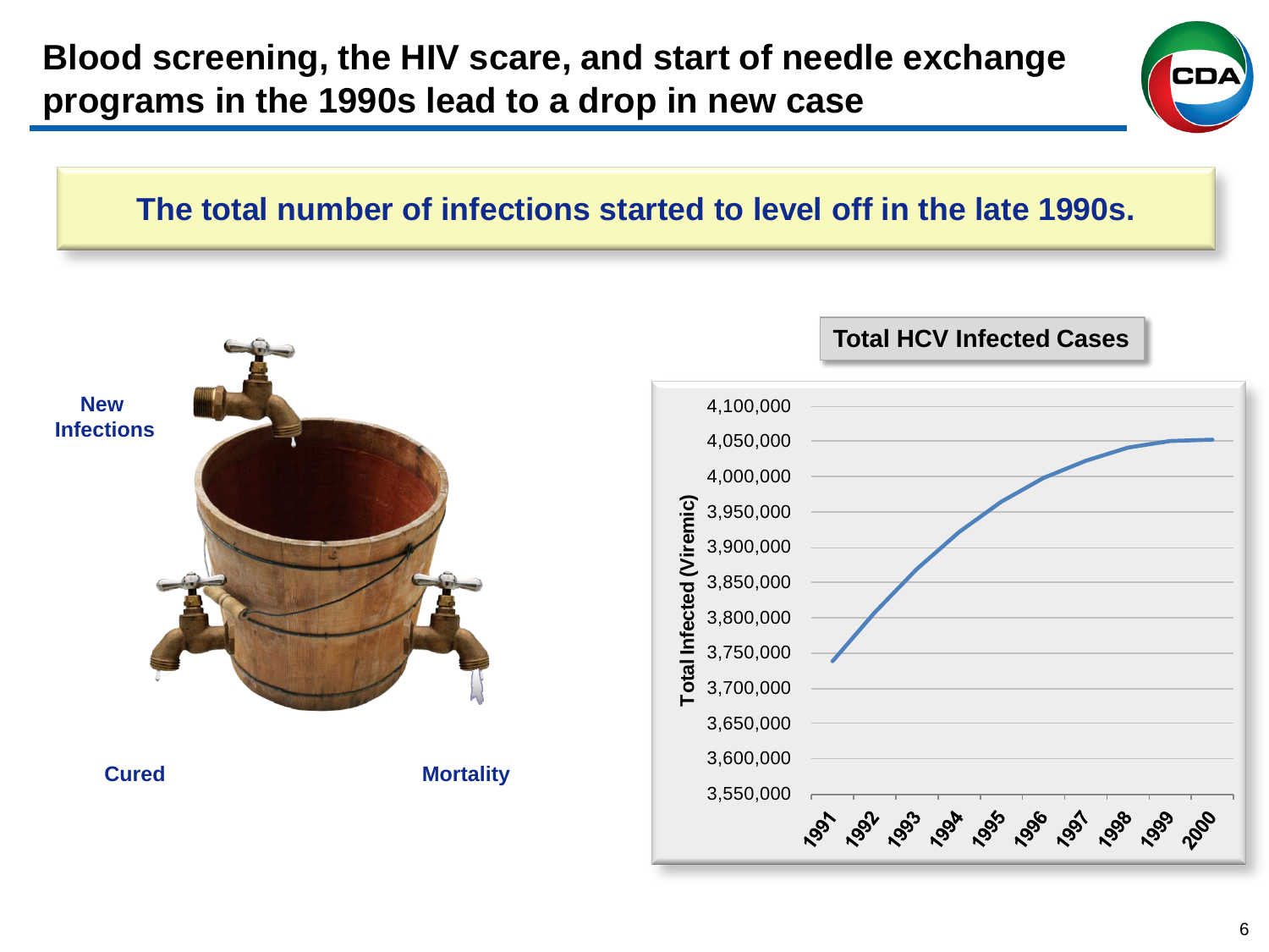# Blood screening, the HIV scare, and start of needle exchange programs in the 1990s lead to a drop in new case

**The total number of infections started to level off in the late 1990s.**

**New Infections**

**Cured**

**Mortality**

**Total HCV Infected Cases**

Total Infected (Viremic)

4,100,000
4,050,000
4,000,000
3,950,000
3,900,000
3,850,000
3,800,000
3,750,000
3,700,000
3,650,000
3,600,000
3,550,000

1991 1992 1993 1994 1995 1996 1997 1998 1999 2000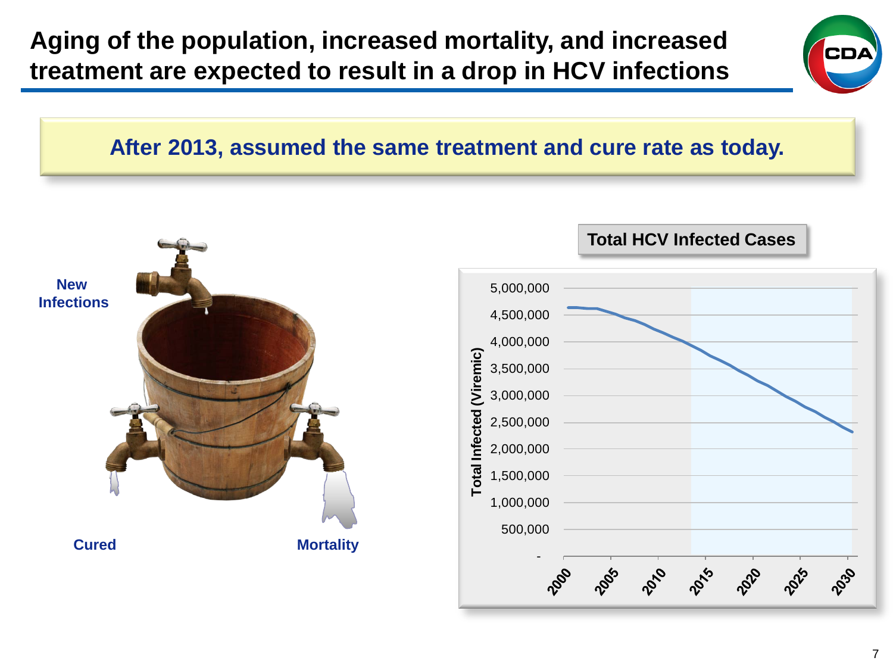# Aging of the population, increased mortality, and increased treatment are expected to result in a drop in HCV infections

**After 2013, assumed the same treatment and cure rate as today.**

New Infections

Cured

Mortality

**Total HCV Infected Cases**

Total Infected (Viremic)

5,000,000
4,500,000
4,000,000
3,500,000
3,000,000
2,500,000
2,000,000
1,500,000
1,000,000
500,000
-

2000 2005 2010 2015 2020 2025 2030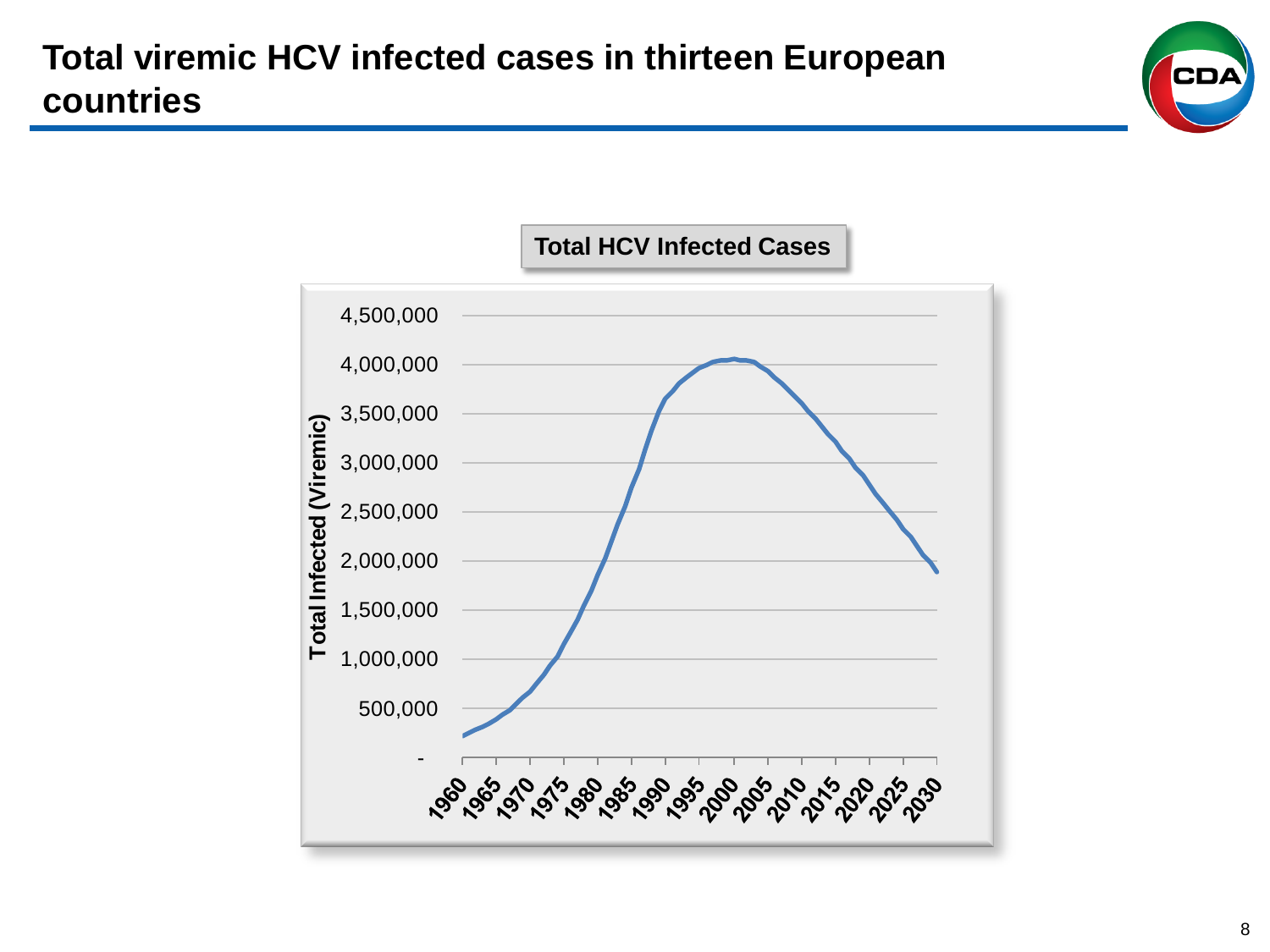# Total viremic HCV infected cases in thirteen European countries

**Total HCV Infected Cases**

Total Infected (Viremic)

4,500,000
4,000,000
3,500,000
3,000,000
2,500,000
2,000,000
1,500,000
1,000,000
500,000
-

1960 1965 1970 1975 1980 1985 1990 1995 2000 2005 2010 2015 2020 2025 2030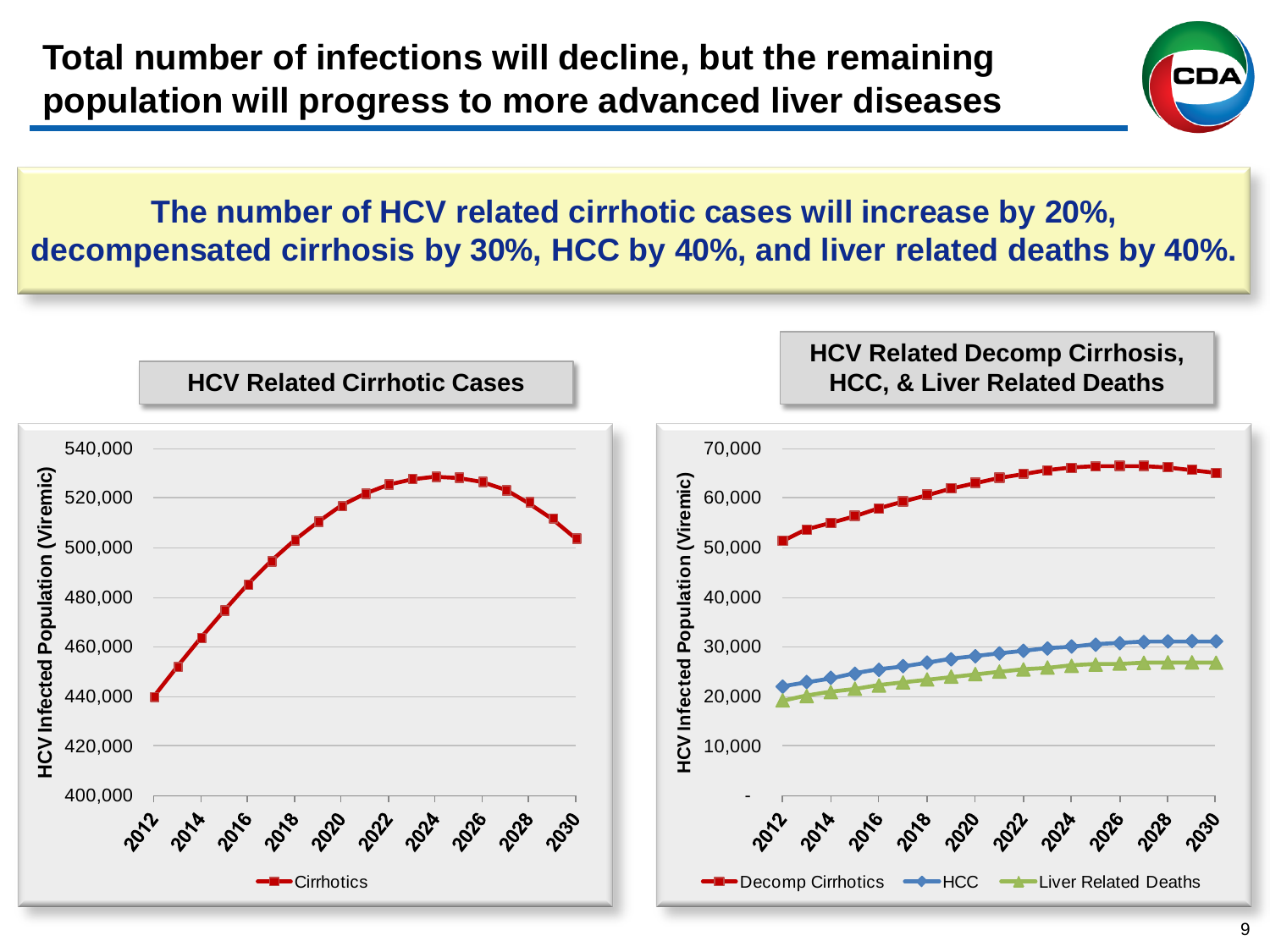# Total number of infections will decline, but the remaining population will progress to more advanced liver diseases

**The number of HCV related cirrhotic cases will increase by 20%, decompensated cirrhosis by 30%, HCC by 40%, and liver related deaths by 40%.**

**HCV Related Cirrhotic Cases**

HCV Infected Population (Viremic)

400,000 | 420,000 | 440,000 | 460,000 | 480,000 | 500,000 | 520,000 | 540,000

2012 | 2014 | 2016 | 2018 | 2020 | 2022 | 2024 | 2026 | 2028 | 2030

Cirrhotics

**HCV Related Decomp Cirrhosis, HCC, & Liver Related Deaths**

HCV Infected Population (Viremic)

- | 10,000 | 20,000 | 30,000 | 40,000 | 50,000 | 60,000 | 70,000

2012 | 2014 | 2016 | 2018 | 2020 | 2022 | 2024 | 2026 | 2028 | 2030

Decomp Cirrhotics | HCC | Liver Related Deaths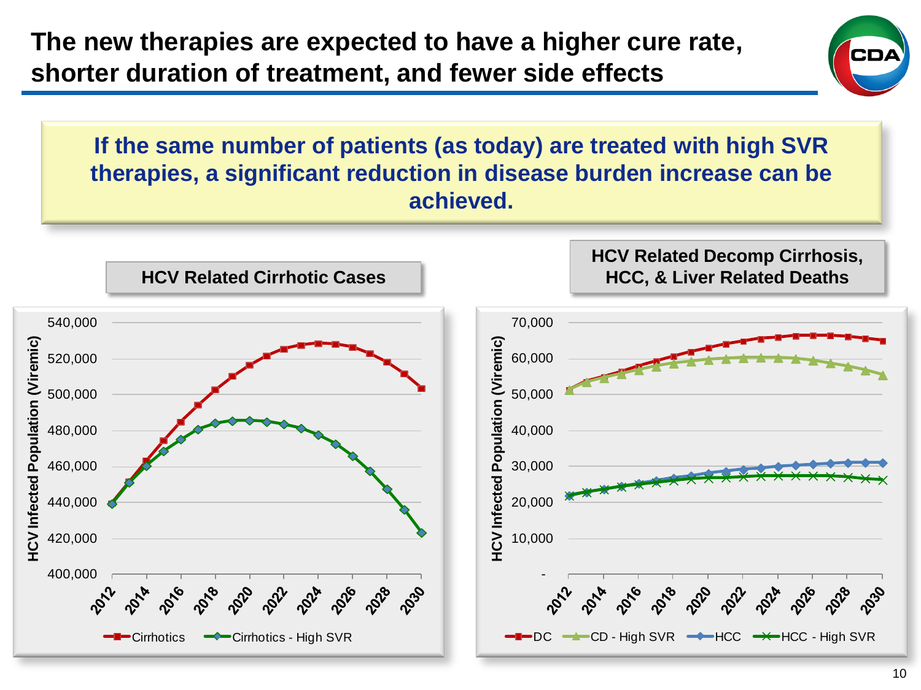# The new therapies are expected to have a higher cure rate, shorter duration of treatment, and fewer side effects

**If the same number of patients (as today) are treated with high SVR therapies, a significant reduction in disease burden increase can be achieved.**

**HCV Related Cirrhotic Cases**

HCV Infected Population (Viremic)

540,000
520,000
500,000
480,000
460,000
440,000
420,000
400,000

2012 2014 2016 2018 2020 2022 2024 2026 2028 2030

Cirrhotics — Cirrhotics - High SVR

**HCV Related Decomp Cirrhosis, HCC, & Liver Related Deaths**

HCV Infected Population (Viremic)

70,000
60,000
50,000
40,000
30,000
20,000
10,000
-

2012 2014 2016 2018 2020 2022 2024 2026 2028 2030

DC — CD - High SVR — HCC — HCC - High SVR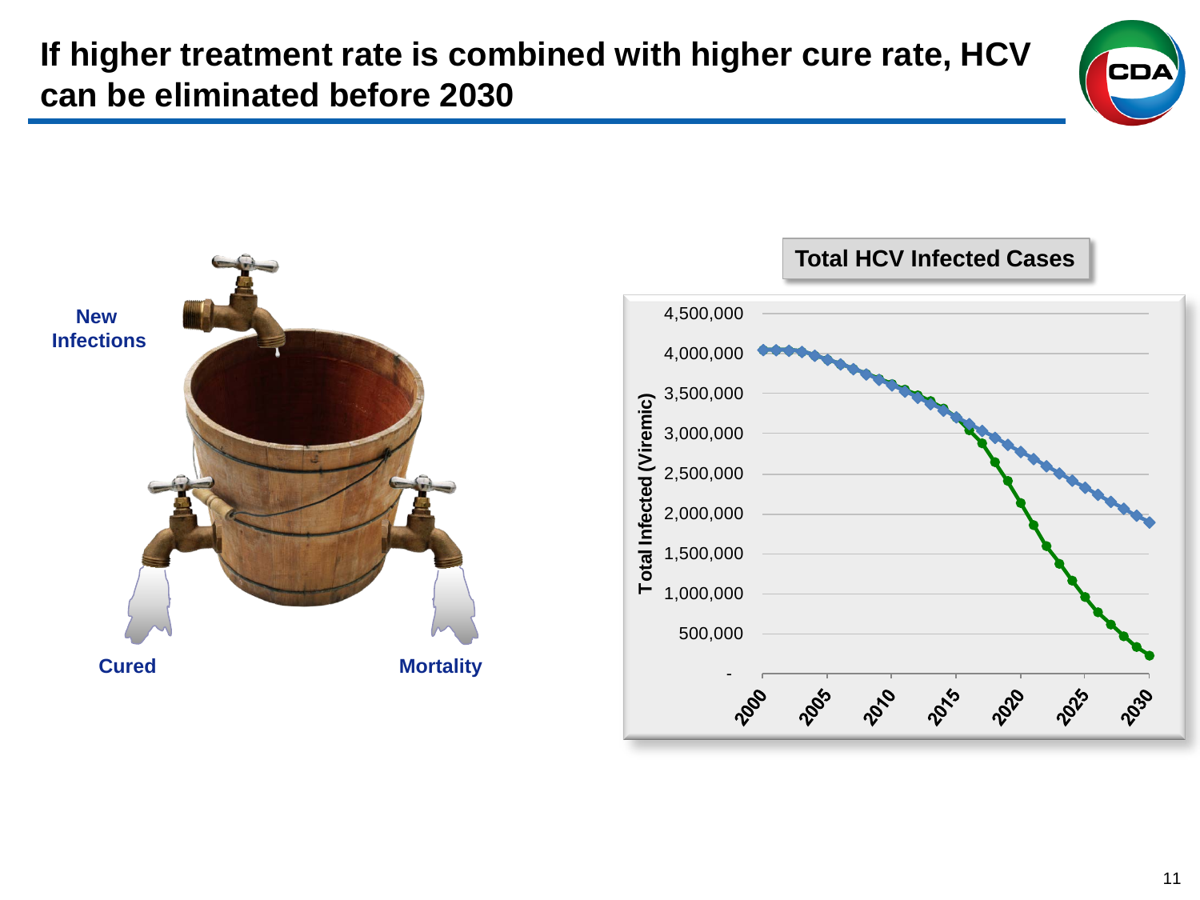# If higher treatment rate is combined with higher cure rate, HCV can be eliminated before 2030

New Infections

Cured

Mortality

**Total HCV Infected Cases**

Total Infected (Viremic)

4,500,000
4,000,000
3,500,000
3,000,000
2,500,000
2,000,000
1,500,000
1,000,000
500,000
-

2000 2005 2010 2015 2020 2025 2030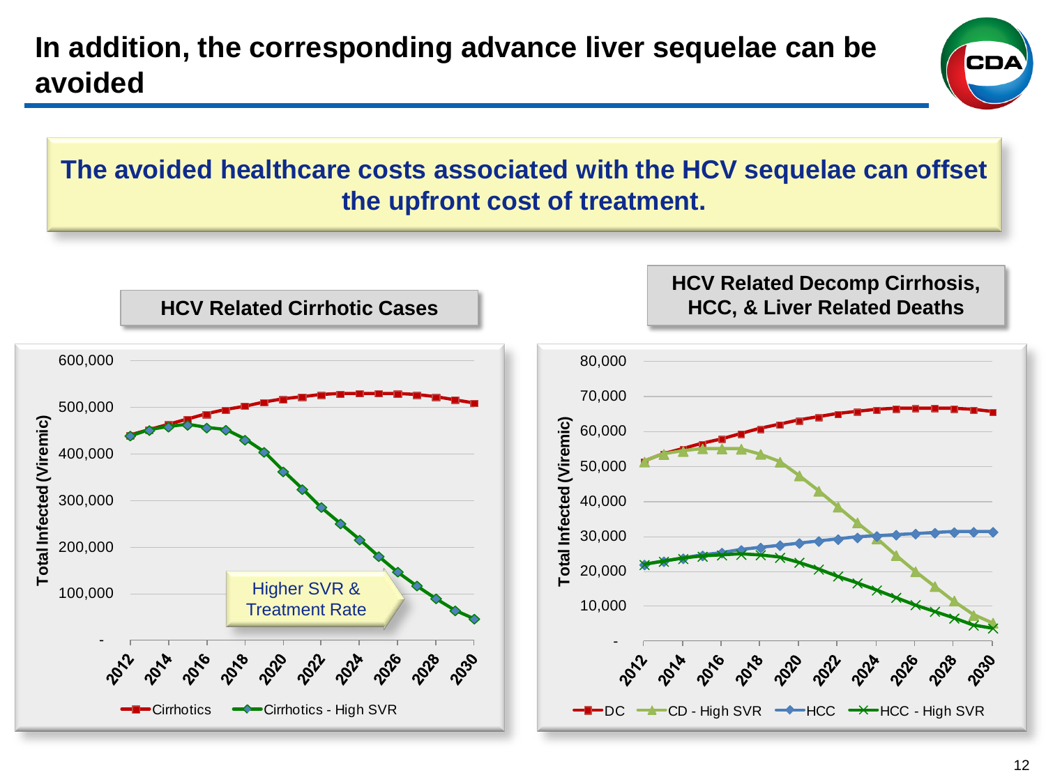# In addition, the corresponding advance liver sequelae can be avoided

**The avoided healthcare costs associated with the HCV sequelae can offset the upfront cost of treatment.**

### HCV Related Cirrhotic Cases

Total Infected (Viremic)

600,000
500,000
400,000
300,000
200,000
100,000
-

2012 2014 2016 2018 2020 2022 2024 2026 2028 2030

Higher SVR & Treatment Rate

Cirrhotics | Cirrhotics - High SVR

### HCV Related Decomp Cirrhosis, HCC, & Liver Related Deaths

Total Infected (Viremic)

80,000
70,000
60,000
50,000
40,000
30,000
20,000
10,000
-

2012 2014 2016 2018 2020 2022 2024 2026 2028 2030

DC | CD - High SVR | HCC | HCC - High SVR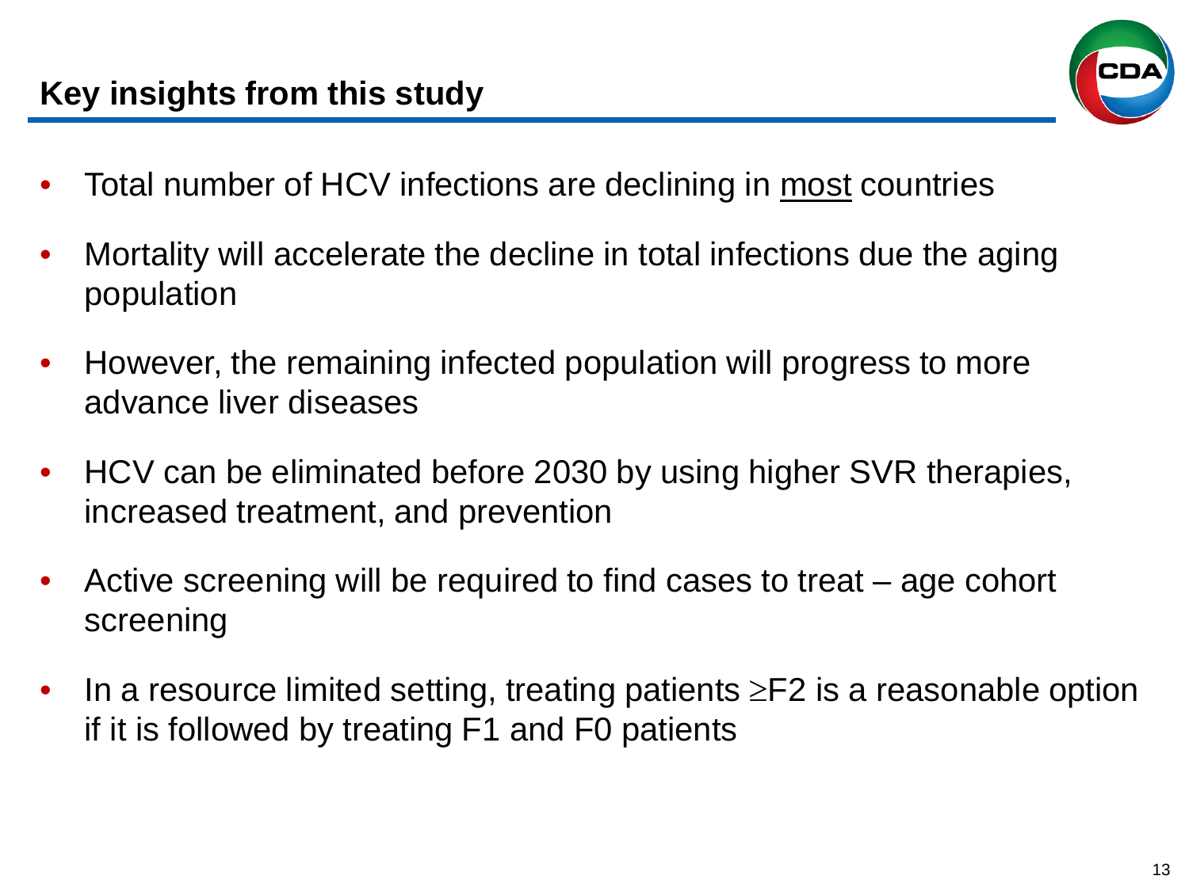## Key insights from this study

- Total number of HCV infections are declining in <u>most</u> countries
- Mortality will accelerate the decline in total infections due the aging population
- However, the remaining infected population will progress to more advance liver diseases
- HCV can be eliminated before 2030 by using higher SVR therapies, increased treatment, and prevention
- Active screening will be required to find cases to treat – age cohort screening
- In a resource limited setting, treating patients ≥F2 is a reasonable option if it is followed by treating F1 and F0 patients